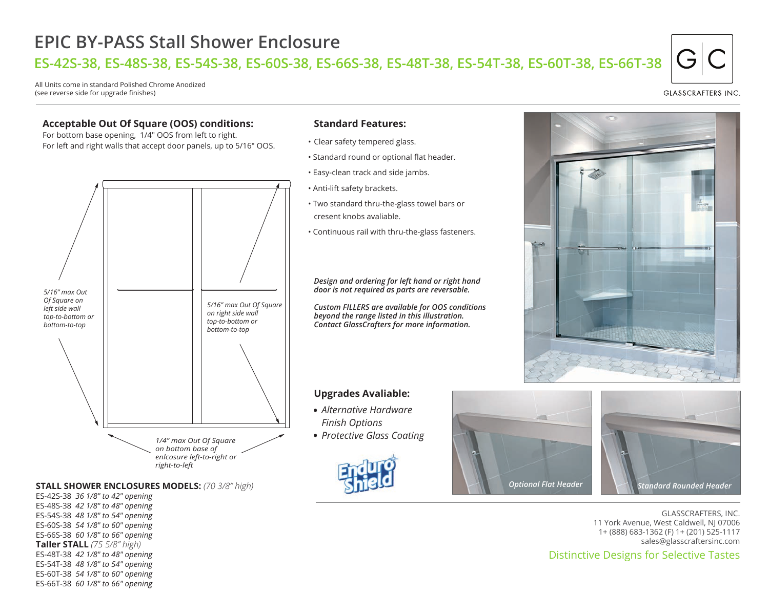# EPIC BY-PASS Stall Shower Enclosure

## ES-42S-38, ES-48S-38, ES-54S-38, ES-60S-38, ES-66S-38, ES-48T-38, ES-54T-38, ES-60T-38, ES-66T-38

All Units come in standard Polished Chrome Anodized
(see reverse side for upgrade finishes)

GLASSCRAFTERS INC.

### Acceptable Out Of Square (OOS) conditions:

For bottom base opening, 1/4" OOS from left to right.
For left and right walls that accept door panels, up to 5/16" OOS.

*5/16" max Out Of Square on left side wall top-to-bottom or bottom-to-top*

*5/16" max Out Of Square on right side wall top-to-bottom or bottom-to-top*

*1/4" max Out Of Square on bottom base of enlcosure left-to-right or right-to-left*

**STALL SHOWER ENCLOSURES MODELS:** *(70 3/8" high)*

ES-42S-38 *36 1/8" to 42" opening*
ES-48S-38 *42 1/8" to 48" opening*
ES-54S-38 *48 1/8" to 54" opening*
ES-60S-38 *54 1/8" to 60" opening*
ES-66S-38 *60 1/8" to 66" opening*

**Taller STALL** *(75 5/8" high)*

ES-48T-38 *42 1/8" to 48" opening*
ES-54T-38 *48 1/8" to 54" opening*
ES-60T-38 *54 1/8" to 60" opening*
ES-66T-38 *60 1/8" to 66" opening*

### Standard Features:

- Clear safety tempered glass.
- Standard round or optional flat header.
- Easy-clean track and side jambs.
- Anti-lift safety brackets.
- Two standard thru-the-glass towel bars or cresent knobs avaliable.
- Continuous rail with thru-the-glass fasteners.

***Design and ordering for left hand or right hand door is not required as parts are reversable.***

***Custom FILLERS are available for OOS conditions beyond the range listed in this illustration. Contact GlassCrafters for more information.***

### Upgrades Avaliable:

- *Alternative Hardware Finish Options*
- *Protective Glass Coating*

Enduro Shield

*Optional Flat Header*

*Standard Rounded Header*

GLASSCRAFTERS, INC.
11 York Avenue, West Caldwell, NJ 07006
1+ (888) 683-1362 (F) 1+ (201) 525-1117
sales@glasscraftersinc.com

Distinctive Designs for Selective Tastes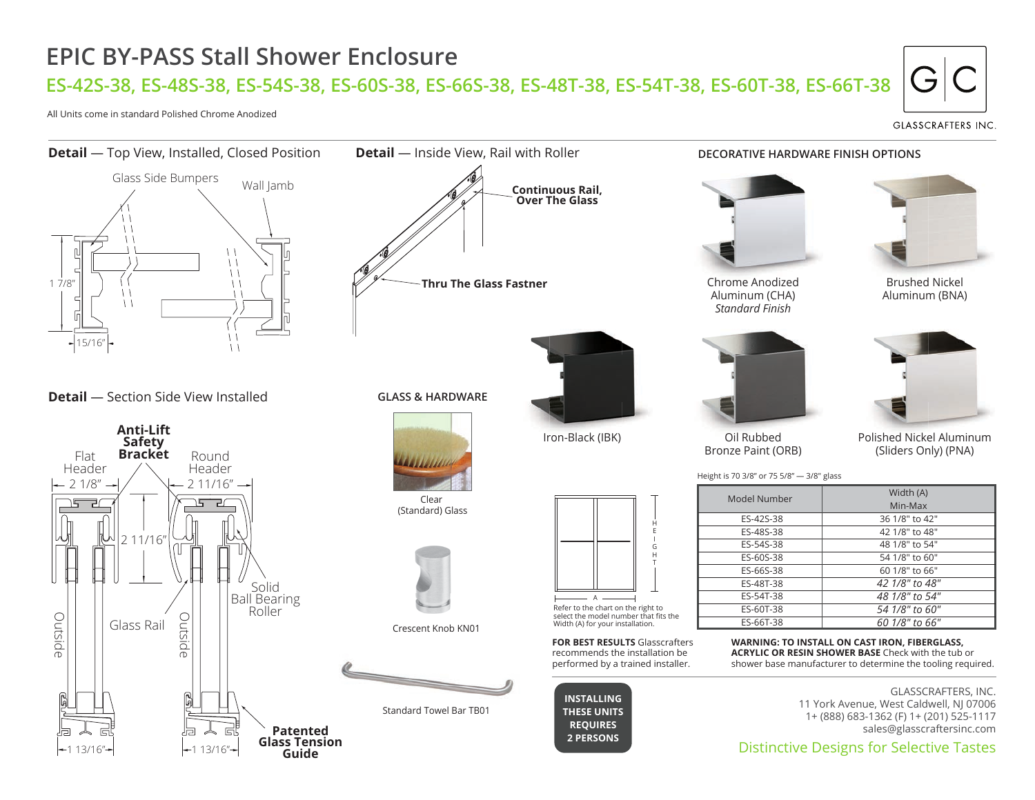# EPIC BY-PASS Stall Shower Enclosure

## ES-42S-38, ES-48S-38, ES-54S-38, ES-60S-38, ES-66S-38, ES-48T-38, ES-54T-38, ES-60T-38, ES-66T-38

All Units come in standard Polished Chrome Anodized

GLASSCRAFTERS INC.

**Detail** — Top View, Installed, Closed Position

Glass Side Bumpers
Wall Jamb
1 7/8"
15/16"

**Detail** — Inside View, Rail with Roller

**Continuous Rail, Over The Glass**

**Thru The Glass Fastner**

**Detail** — Section Side View Installed

Flat Header 2 1/8"
**Anti-Lift Safety Bracket**
Round Header 2 11/16"
2 11/16"
Solid Ball Bearing Roller
Glass Rail
Outside
Outside
**Patented Glass Tension Guide**
1 13/16"
1 13/16"

### GLASS & HARDWARE

Clear (Standard) Glass

Crescent Knob KN01

Standard Towel Bar TB01

### DECORATIVE HARDWARE FINISH OPTIONS

Chrome Anodized Aluminum (CHA)
*Standard Finish*

Brushed Nickel Aluminum (BNA)

Iron-Black (IBK)

Oil Rubbed Bronze Paint (ORB)

Polished Nickel Aluminum (Sliders Only) (PNA)

HEIGHT

A

Refer to the chart on the right to select the model number that fits the Width (A) for your installation.

Height is 70 3/8" or 75 5/8" — 3/8" glass

| Model Number | Width (A) Min-Max |
|---|---|
| ES-42S-38 | 36 1/8" to 42" |
| ES-48S-38 | 42 1/8" to 48" |
| ES-54S-38 | 48 1/8" to 54" |
| ES-60S-38 | 54 1/8" to 60" |
| ES-66S-38 | 60 1/8" to 66" |
| ES-48T-38 | *42 1/8" to 48"* |
| ES-54T-38 | *48 1/8" to 54"* |
| ES-60T-38 | *54 1/8" to 60"* |
| ES-66T-38 | *60 1/8" to 66"* |

**FOR BEST RESULTS** Glasscrafters recommends the installation be performed by a trained installer.

**WARNING: TO INSTALL ON CAST IRON, FIBERGLASS, ACRYLIC OR RESIN SHOWER BASE** Check with the tub or shower base manufacturer to determine the tooling required.

**INSTALLING THESE UNITS REQUIRES 2 PERSONS**

GLASSCRAFTERS, INC.
11 York Avenue, West Caldwell, NJ 07006
1+ (888) 683-1362 (F) 1+ (201) 525-1117
sales@glasscraftersinc.com

Distinctive Designs for Selective Tastes